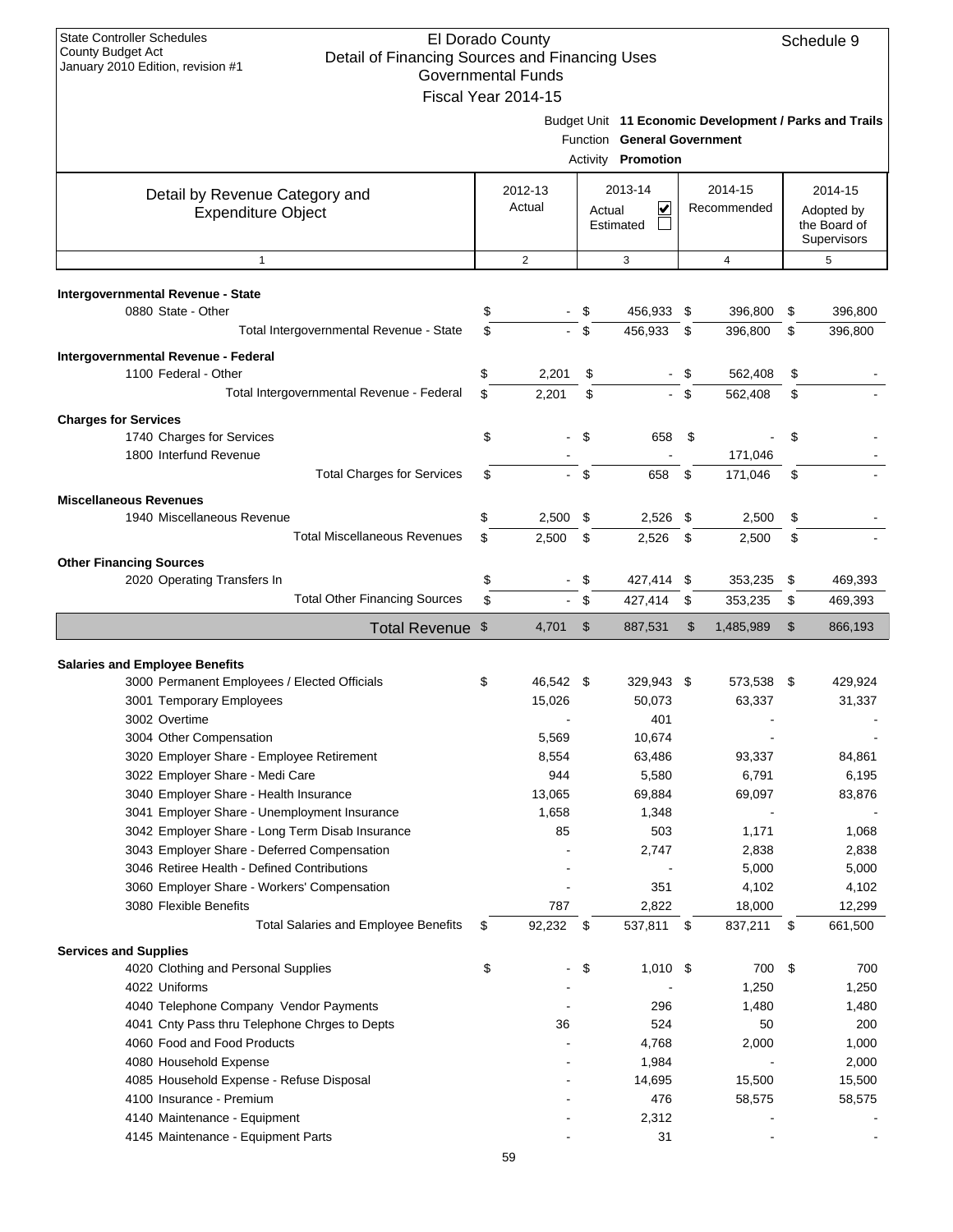State Controller Schedules
County Budget Act
January 2010 Edition, revision #1

# El Dorado County
## Detail of Financing Sources and Financing Uses
### Governmental Funds
### Fiscal Year 2014-15

Schedule 9

Budget Unit **11 Economic Development / Parks and Trails**
Function **General Government**
Activity **Promotion**

| Detail by Revenue Category and Expenditure Object | 2012-13 Actual | 2013-14 Actual ☑ Estimated ☐ | 2014-15 Recommended | 2014-15 Adopted by the Board of Supervisors |
|---|---|---|---|---|
| 1 | 2 | 3 | 4 | 5 |
| **Intergovernmental Revenue - State** | | | | |
| 0880 State - Other | $ - | $ 456,933 | $ 396,800 | $ 396,800 |
| Total Intergovernmental Revenue - State | $ - | $ 456,933 | $ 396,800 | $ 396,800 |
| **Intergovernmental Revenue - Federal** | | | | |
| 1100 Federal - Other | $ 2,201 | $ - | $ 562,408 | $ - |
| Total Intergovernmental Revenue - Federal | $ 2,201 | $ - | $ 562,408 | $ - |
| **Charges for Services** | | | | |
| 1740 Charges for Services | $ - | $ 658 | $ - | $ - |
| 1800 Interfund Revenue | - | - | 171,046 | - |
| Total Charges for Services | $ - | $ 658 | $ 171,046 | $ - |
| **Miscellaneous Revenues** | | | | |
| 1940 Miscellaneous Revenue | $ 2,500 | $ 2,526 | $ 2,500 | $ - |
| Total Miscellaneous Revenues | $ 2,500 | $ 2,526 | $ 2,500 | $ - |
| **Other Financing Sources** | | | | |
| 2020 Operating Transfers In | $ - | $ 427,414 | $ 353,235 | $ 469,393 |
| Total Other Financing Sources | $ - | $ 427,414 | $ 353,235 | $ 469,393 |
| **Total Revenue** | $ 4,701 | $ 887,531 | $ 1,485,989 | $ 866,193 |
| **Salaries and Employee Benefits** | | | | |
| 3000 Permanent Employees / Elected Officials | $ 46,542 | $ 329,943 | $ 573,538 | $ 429,924 |
| 3001 Temporary Employees | 15,026 | 50,073 | 63,337 | 31,337 |
| 3002 Overtime | - | 401 | - | - |
| 3004 Other Compensation | 5,569 | 10,674 | - | - |
| 3020 Employer Share - Employee Retirement | 8,554 | 63,486 | 93,337 | 84,861 |
| 3022 Employer Share - Medi Care | 944 | 5,580 | 6,791 | 6,195 |
| 3040 Employer Share - Health Insurance | 13,065 | 69,884 | 69,097 | 83,876 |
| 3041 Employer Share - Unemployment Insurance | 1,658 | 1,348 | - | - |
| 3042 Employer Share - Long Term Disab Insurance | 85 | 503 | 1,171 | 1,068 |
| 3043 Employer Share - Deferred Compensation | - | 2,747 | 2,838 | 2,838 |
| 3046 Retiree Health - Defined Contributions | - | - | 5,000 | 5,000 |
| 3060 Employer Share - Workers' Compensation | - | 351 | 4,102 | 4,102 |
| 3080 Flexible Benefits | 787 | 2,822 | 18,000 | 12,299 |
| Total Salaries and Employee Benefits | $ 92,232 | $ 537,811 | $ 837,211 | $ 661,500 |
| **Services and Supplies** | | | | |
| 4020 Clothing and Personal Supplies | $ - | $ 1,010 | $ 700 | $ 700 |
| 4022 Uniforms | - | - | 1,250 | 1,250 |
| 4040 Telephone Company Vendor Payments | - | 296 | 1,480 | 1,480 |
| 4041 Cnty Pass thru Telephone Chrges to Depts | 36 | 524 | 50 | 200 |
| 4060 Food and Food Products | - | 4,768 | 2,000 | 1,000 |
| 4080 Household Expense | - | 1,984 | - | 2,000 |
| 4085 Household Expense - Refuse Disposal | - | 14,695 | 15,500 | 15,500 |
| 4100 Insurance - Premium | - | 476 | 58,575 | 58,575 |
| 4140 Maintenance - Equipment | - | 2,312 | - | - |
| 4145 Maintenance - Equipment Parts | - | 31 | - | - |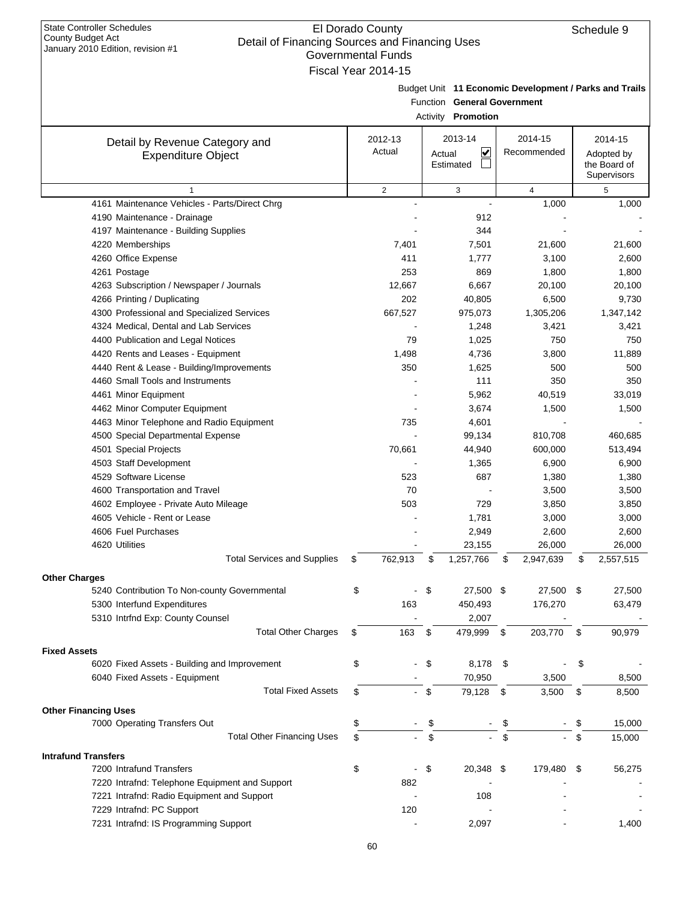State Controller Schedules
County Budget Act
January 2010 Edition, revision #1

# El Dorado County
## Detail of Financing Sources and Financing Uses
### Governmental Funds
### Fiscal Year 2014-15

Schedule 9

Budget Unit **11 Economic Development / Parks and Trails**
Function **General Government**
Activity **Promotion**

| Detail by Revenue Category and Expenditure Object | 2012-13 Actual | 2013-14 Actual ☑ Estimated ☐ | 2014-15 Recommended | 2014-15 Adopted by the Board of Supervisors |
|---|---|---|---|---|
| 1 | 2 | 3 | 4 | 5 |
| 4161 Maintenance Vehicles - Parts/Direct Chrg | - | - | 1,000 | 1,000 |
| 4190 Maintenance - Drainage | - | 912 | - | - |
| 4197 Maintenance - Building Supplies | - | 344 | - | - |
| 4220 Memberships | 7,401 | 7,501 | 21,600 | 21,600 |
| 4260 Office Expense | 411 | 1,777 | 3,100 | 2,600 |
| 4261 Postage | 253 | 869 | 1,800 | 1,800 |
| 4263 Subscription / Newspaper / Journals | 12,667 | 6,667 | 20,100 | 20,100 |
| 4266 Printing / Duplicating | 202 | 40,805 | 6,500 | 9,730 |
| 4300 Professional and Specialized Services | 667,527 | 975,073 | 1,305,206 | 1,347,142 |
| 4324 Medical, Dental and Lab Services | - | 1,248 | 3,421 | 3,421 |
| 4400 Publication and Legal Notices | 79 | 1,025 | 750 | 750 |
| 4420 Rents and Leases - Equipment | 1,498 | 4,736 | 3,800 | 11,889 |
| 4440 Rent & Lease - Building/Improvements | 350 | 1,625 | 500 | 500 |
| 4460 Small Tools and Instruments | - | 111 | 350 | 350 |
| 4461 Minor Equipment | - | 5,962 | 40,519 | 33,019 |
| 4462 Minor Computer Equipment | - | 3,674 | 1,500 | 1,500 |
| 4463 Minor Telephone and Radio Equipment | 735 | 4,601 | - | - |
| 4500 Special Departmental Expense | - | 99,134 | 810,708 | 460,685 |
| 4501 Special Projects | 70,661 | 44,940 | 600,000 | 513,494 |
| 4503 Staff Development | - | 1,365 | 6,900 | 6,900 |
| 4529 Software License | 523 | 687 | 1,380 | 1,380 |
| 4600 Transportation and Travel | 70 | - | 3,500 | 3,500 |
| 4602 Employee - Private Auto Mileage | 503 | 729 | 3,850 | 3,850 |
| 4605 Vehicle - Rent or Lease | - | 1,781 | 3,000 | 3,000 |
| 4606 Fuel Purchases | - | 2,949 | 2,600 | 2,600 |
| 4620 Utilities | - | 23,155 | 26,000 | 26,000 |
| Total Services and Supplies | $ 762,913 | $ 1,257,766 | $ 2,947,639 | $ 2,557,515 |
| **Other Charges** | | | | |
| 5240 Contribution To Non-county Governmental | $ - | $ 27,500 | $ 27,500 | $ 27,500 |
| 5300 Interfund Expenditures | 163 | 450,493 | 176,270 | 63,479 |
| 5310 Intrfnd Exp: County Counsel | - | 2,007 | - | - |
| Total Other Charges | $ 163 | $ 479,999 | $ 203,770 | $ 90,979 |
| **Fixed Assets** | | | | |
| 6020 Fixed Assets - Building and Improvement | $ - | $ 8,178 | $ - | $ - |
| 6040 Fixed Assets - Equipment | - | 70,950 | 3,500 | 8,500 |
| Total Fixed Assets | $ - | $ 79,128 | $ 3,500 | $ 8,500 |
| **Other Financing Uses** | | | | |
| 7000 Operating Transfers Out | $ - | $ - | $ - | $ 15,000 |
| Total Other Financing Uses | $ - | $ - | $ - | $ 15,000 |
| **Intrafund Transfers** | | | | |
| 7200 Intrafund Transfers | $ - | $ 20,348 | $ 179,480 | $ 56,275 |
| 7220 Intrafnd: Telephone Equipment and Support | 882 | - | - | - |
| 7221 Intrafnd: Radio Equipment and Support | - | 108 | - | - |
| 7229 Intrafnd: PC Support | 120 | - | - | - |
| 7231 Intrafnd: IS Programming Support | - | 2,097 | - | 1,400 |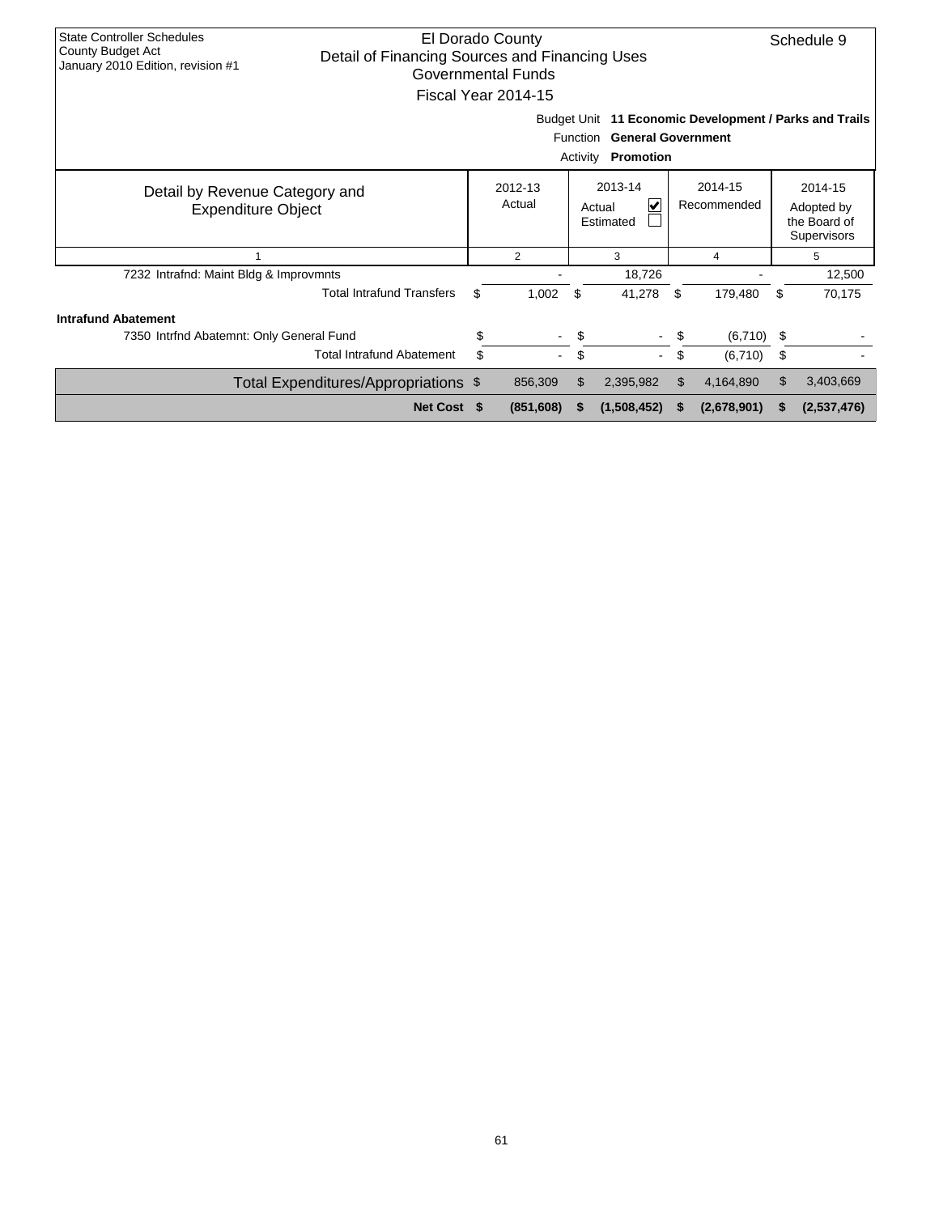State Controller Schedules
County Budget Act
January 2010 Edition, revision #1

# El Dorado County
## Detail of Financing Sources and Financing Uses
### Governmental Funds
### Fiscal Year 2014-15

Schedule 9

Budget Unit **11 Economic Development / Parks and Trails**
Function **General Government**
Activity **Promotion**

| Detail by Revenue Category and Expenditure Object | 2012-13 Actual | 2013-14 Actual ☑ Estimated ☐ | 2014-15 Recommended | 2014-15 Adopted by the Board of Supervisors |
|---|---|---|---|---|
| 1 | 2 | 3 | 4 | 5 |
| 7232 Intrafnd: Maint Bldg & Improvmnts | - | 18,726 | - | 12,500 |
| Total Intrafund Transfers | $ 1,002 | $ 41,278 | $ 179,480 | $ 70,175 |
| **Intrafund Abatement** | | | | |
| 7350 Intrfnd Abatemnt: Only General Fund | $ - | $ - | $ (6,710) | $ - |
| Total Intrafund Abatement | $ - | $ - | $ (6,710) | $ - |
| Total Expenditures/Appropriations | $ 856,309 | $ 2,395,982 | $ 4,164,890 | $ 3,403,669 |
| **Net Cost** | **$ (851,608)** | **$ (1,508,452)** | **$ (2,678,901)** | **$ (2,537,476)** |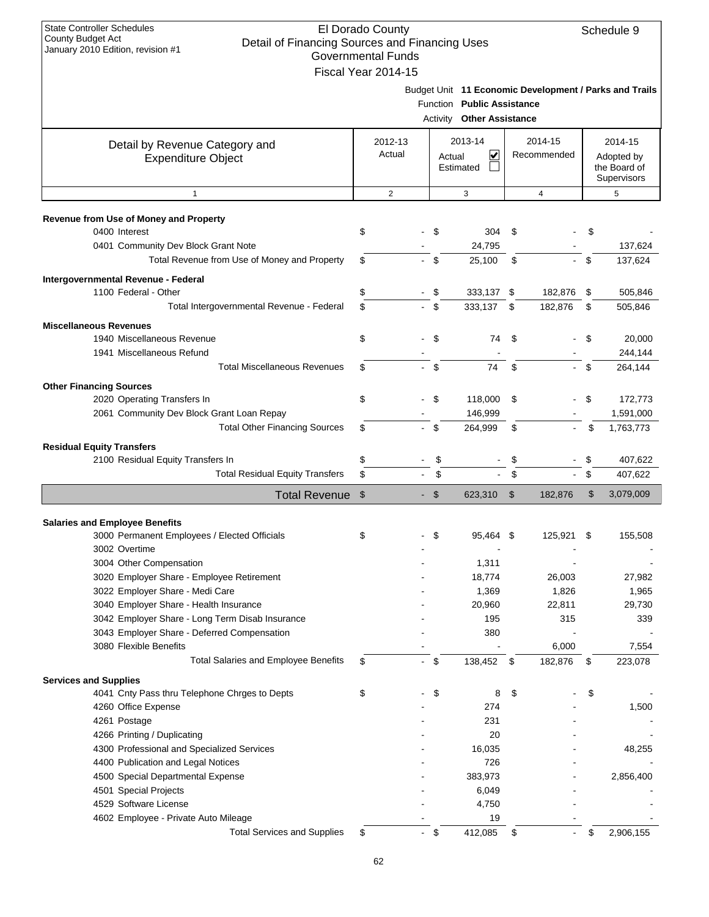State Controller Schedules
County Budget Act
January 2010 Edition, revision #1

# El Dorado County
## Detail of Financing Sources and Financing Uses
### Governmental Funds
### Fiscal Year 2014-15

Schedule 9

Budget Unit **11 Economic Development / Parks and Trails**
Function **Public Assistance**
Activity **Other Assistance**

| Detail by Revenue Category and Expenditure Object | 2012-13 Actual | 2013-14 Actual ☑ Estimated ☐ | 2014-15 Recommended | 2014-15 Adopted by the Board of Supervisors |
|---|---|---|---|---|
| 1 | 2 | 3 | 4 | 5 |
| **Revenue from Use of Money and Property** | | | | |
| 0400 Interest | $ - | $ 304 | $ - | $ - |
| 0401 Community Dev Block Grant Note | - | 24,795 | - | 137,624 |
| Total Revenue from Use of Money and Property | $ - | $ 25,100 | $ - | $ 137,624 |
| **Intergovernmental Revenue - Federal** | | | | |
| 1100 Federal - Other | $ - | $ 333,137 | $ 182,876 | $ 505,846 |
| Total Intergovernmental Revenue - Federal | $ - | $ 333,137 | $ 182,876 | $ 505,846 |
| **Miscellaneous Revenues** | | | | |
| 1940 Miscellaneous Revenue | $ - | $ 74 | $ - | $ 20,000 |
| 1941 Miscellaneous Refund | - | - | - | 244,144 |
| Total Miscellaneous Revenues | $ - | $ 74 | $ - | $ 264,144 |
| **Other Financing Sources** | | | | |
| 2020 Operating Transfers In | $ - | $ 118,000 | $ - | $ 172,773 |
| 2061 Community Dev Block Grant Loan Repay | - | 146,999 | - | 1,591,000 |
| Total Other Financing Sources | $ - | $ 264,999 | $ - | $ 1,763,773 |
| **Residual Equity Transfers** | | | | |
| 2100 Residual Equity Transfers In | $ - | $ - | $ - | $ 407,622 |
| Total Residual Equity Transfers | $ - | $ - | $ - | $ 407,622 |
| **Total Revenue** | $ - | $ 623,310 | $ 182,876 | $ 3,079,009 |
| **Salaries and Employee Benefits** | | | | |
| 3000 Permanent Employees / Elected Officials | $ - | $ 95,464 | $ 125,921 | $ 155,508 |
| 3002 Overtime | - | - | - | - |
| 3004 Other Compensation | - | 1,311 | - | - |
| 3020 Employer Share - Employee Retirement | - | 18,774 | 26,003 | 27,982 |
| 3022 Employer Share - Medi Care | - | 1,369 | 1,826 | 1,965 |
| 3040 Employer Share - Health Insurance | - | 20,960 | 22,811 | 29,730 |
| 3042 Employer Share - Long Term Disab Insurance | - | 195 | 315 | 339 |
| 3043 Employer Share - Deferred Compensation | - | 380 | - | - |
| 3080 Flexible Benefits | - | - | 6,000 | 7,554 |
| Total Salaries and Employee Benefits | $ - | $ 138,452 | $ 182,876 | $ 223,078 |
| **Services and Supplies** | | | | |
| 4041 Cnty Pass thru Telephone Chrges to Depts | $ - | $ 8 | $ - | $ - |
| 4260 Office Expense | - | 274 | - | 1,500 |
| 4261 Postage | - | 231 | - | - |
| 4266 Printing / Duplicating | - | 20 | - | - |
| 4300 Professional and Specialized Services | - | 16,035 | - | 48,255 |
| 4400 Publication and Legal Notices | - | 726 | - | - |
| 4500 Special Departmental Expense | - | 383,973 | - | 2,856,400 |
| 4501 Special Projects | - | 6,049 | - | - |
| 4529 Software License | - | 4,750 | - | - |
| 4602 Employee - Private Auto Mileage | - | 19 | - | - |
| Total Services and Supplies | $ - | $ 412,085 | $ - | $ 2,906,155 |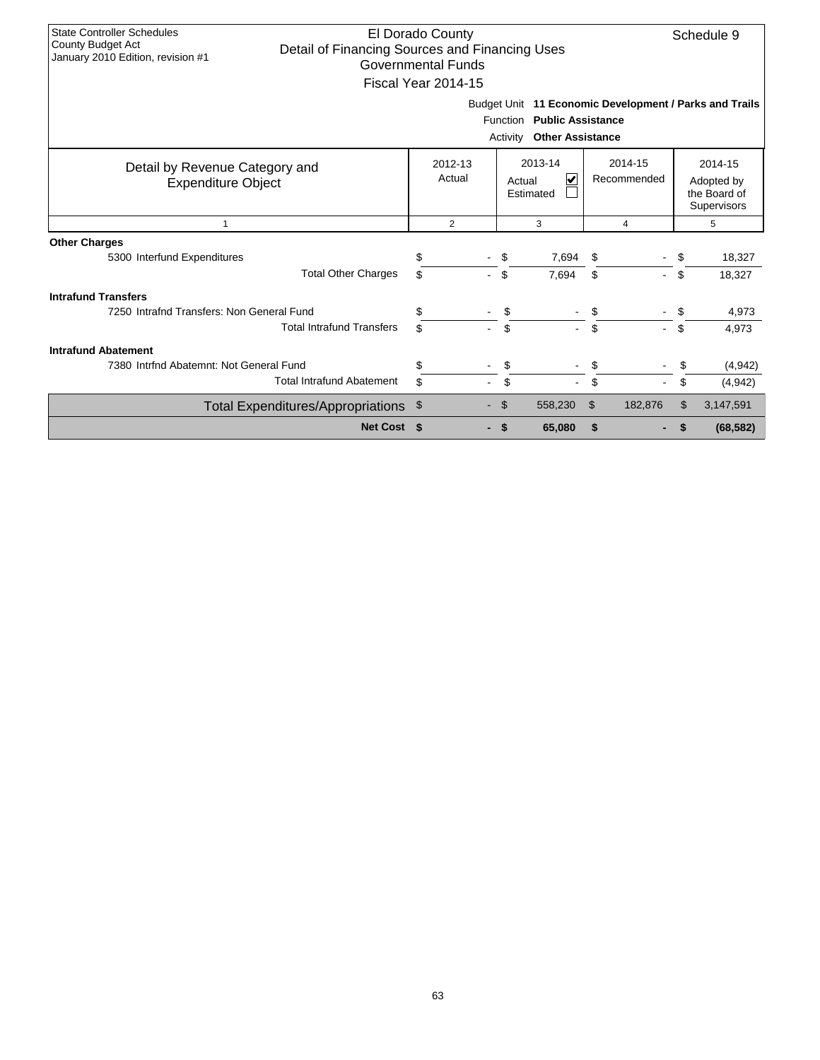State Controller Schedules
County Budget Act
January 2010 Edition, revision #1

# El Dorado County
## Detail of Financing Sources and Financing Uses
### Governmental Funds
### Fiscal Year 2014-15

Schedule 9

Budget Unit **11 Economic Development / Parks and Trails**
Function **Public Assistance**
Activity **Other Assistance**

| Detail by Revenue Category and Expenditure Object | 2012-13 Actual | 2013-14 Actual ☑ Estimated ☐ | 2014-15 Recommended | 2014-15 Adopted by the Board of Supervisors |
|---|---|---|---|---|
| 1 | 2 | 3 | 4 | 5 |
| **Other Charges** | | | | |
| 5300 Interfund Expenditures | $ - | $ 7,694 | $ - | $ 18,327 |
| Total Other Charges | $ - | $ 7,694 | $ - | $ 18,327 |
| **Intrafund Transfers** | | | | |
| 7250 Intrafnd Transfers: Non General Fund | $ - | $ - | $ - | $ 4,973 |
| Total Intrafund Transfers | $ - | $ - | $ - | $ 4,973 |
| **Intrafund Abatement** | | | | |
| 7380 Intrfnd Abatemnt: Not General Fund | $ - | $ - | $ - | $ (4,942) |
| Total Intrafund Abatement | $ - | $ - | $ - | $ (4,942) |
| Total Expenditures/Appropriations | $ - | $ 558,230 | $ 182,876 | $ 3,147,591 |
| **Net Cost** | **$ -** | **$ 65,080** | **$ -** | **$ (68,582)** |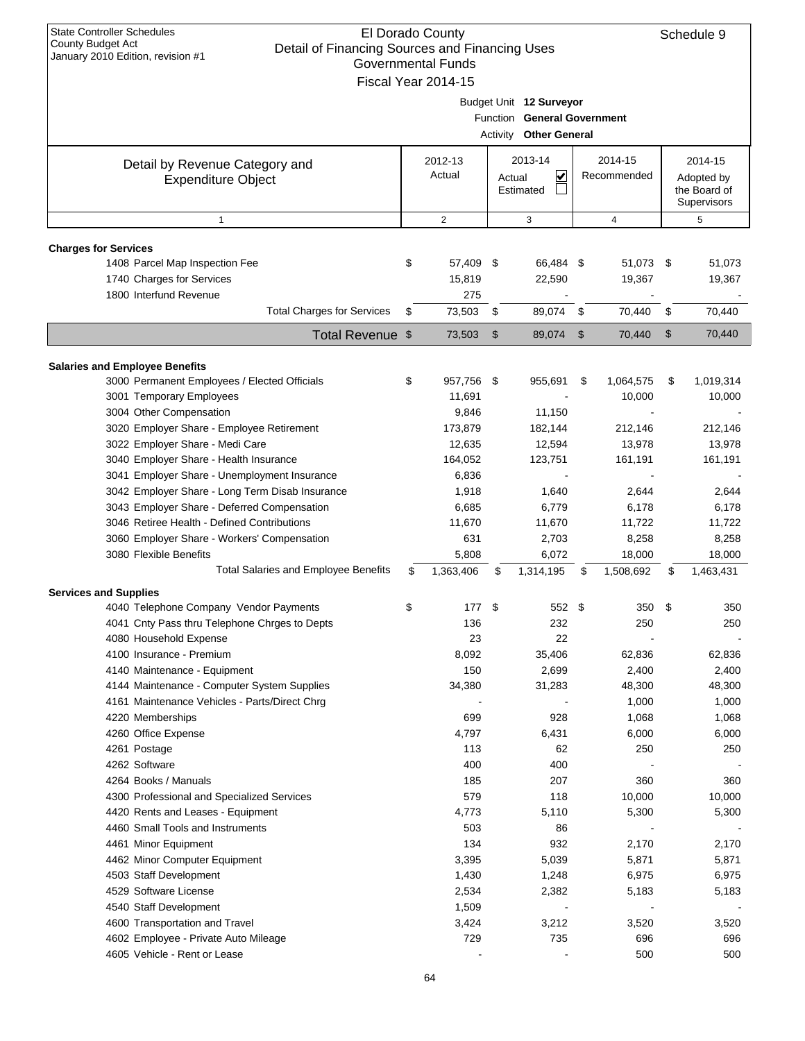State Controller Schedules
County Budget Act
January 2010 Edition, revision #1

# El Dorado County
## Detail of Financing Sources and Financing Uses
### Governmental Funds
### Fiscal Year 2014-15

Schedule 9

Budget Unit **12 Surveyor**
Function **General Government**
Activity **Other General**

| Detail by Revenue Category and Expenditure Object | 2012-13 Actual | 2013-14 Actual ☑ Estimated ☐ | 2014-15 Recommended | 2014-15 Adopted by the Board of Supervisors |
|---|---|---|---|---|
| 1 | 2 | 3 | 4 | 5 |
| **Charges for Services** | | | | |
| 1408 Parcel Map Inspection Fee | $ 57,409 | $ 66,484 | $ 51,073 | $ 51,073 |
| 1740 Charges for Services | 15,819 | 22,590 | 19,367 | 19,367 |
| 1800 Interfund Revenue | 275 | - | - | - |
| Total Charges for Services | $ 73,503 | $ 89,074 | $ 70,440 | $ 70,440 |
| **Total Revenue** | $ 73,503 | $ 89,074 | $ 70,440 | $ 70,440 |
| **Salaries and Employee Benefits** | | | | |
| 3000 Permanent Employees / Elected Officials | $ 957,756 | $ 955,691 | $ 1,064,575 | $ 1,019,314 |
| 3001 Temporary Employees | 11,691 | - | 10,000 | 10,000 |
| 3004 Other Compensation | 9,846 | 11,150 | - | - |
| 3020 Employer Share - Employee Retirement | 173,879 | 182,144 | 212,146 | 212,146 |
| 3022 Employer Share - Medi Care | 12,635 | 12,594 | 13,978 | 13,978 |
| 3040 Employer Share - Health Insurance | 164,052 | 123,751 | 161,191 | 161,191 |
| 3041 Employer Share - Unemployment Insurance | 6,836 | - | - | - |
| 3042 Employer Share - Long Term Disab Insurance | 1,918 | 1,640 | 2,644 | 2,644 |
| 3043 Employer Share - Deferred Compensation | 6,685 | 6,779 | 6,178 | 6,178 |
| 3046 Retiree Health - Defined Contributions | 11,670 | 11,670 | 11,722 | 11,722 |
| 3060 Employer Share - Workers' Compensation | 631 | 2,703 | 8,258 | 8,258 |
| 3080 Flexible Benefits | 5,808 | 6,072 | 18,000 | 18,000 |
| Total Salaries and Employee Benefits | $ 1,363,406 | $ 1,314,195 | $ 1,508,692 | $ 1,463,431 |
| **Services and Supplies** | | | | |
| 4040 Telephone Company Vendor Payments | $ 177 | $ 552 | $ 350 | $ 350 |
| 4041 Cnty Pass thru Telephone Chrges to Depts | 136 | 232 | 250 | 250 |
| 4080 Household Expense | 23 | 22 | - | - |
| 4100 Insurance - Premium | 8,092 | 35,406 | 62,836 | 62,836 |
| 4140 Maintenance - Equipment | 150 | 2,699 | 2,400 | 2,400 |
| 4144 Maintenance - Computer System Supplies | 34,380 | 31,283 | 48,300 | 48,300 |
| 4161 Maintenance Vehicles - Parts/Direct Chrg | - | - | 1,000 | 1,000 |
| 4220 Memberships | 699 | 928 | 1,068 | 1,068 |
| 4260 Office Expense | 4,797 | 6,431 | 6,000 | 6,000 |
| 4261 Postage | 113 | 62 | 250 | 250 |
| 4262 Software | 400 | 400 | - | - |
| 4264 Books / Manuals | 185 | 207 | 360 | 360 |
| 4300 Professional and Specialized Services | 579 | 118 | 10,000 | 10,000 |
| 4420 Rents and Leases - Equipment | 4,773 | 5,110 | 5,300 | 5,300 |
| 4460 Small Tools and Instruments | 503 | 86 | - | - |
| 4461 Minor Equipment | 134 | 932 | 2,170 | 2,170 |
| 4462 Minor Computer Equipment | 3,395 | 5,039 | 5,871 | 5,871 |
| 4503 Staff Development | 1,430 | 1,248 | 6,975 | 6,975 |
| 4529 Software License | 2,534 | 2,382 | 5,183 | 5,183 |
| 4540 Staff Development | 1,509 | - | - | - |
| 4600 Transportation and Travel | 3,424 | 3,212 | 3,520 | 3,520 |
| 4602 Employee - Private Auto Mileage | 729 | 735 | 696 | 696 |
| 4605 Vehicle - Rent or Lease | - | - | 500 | 500 |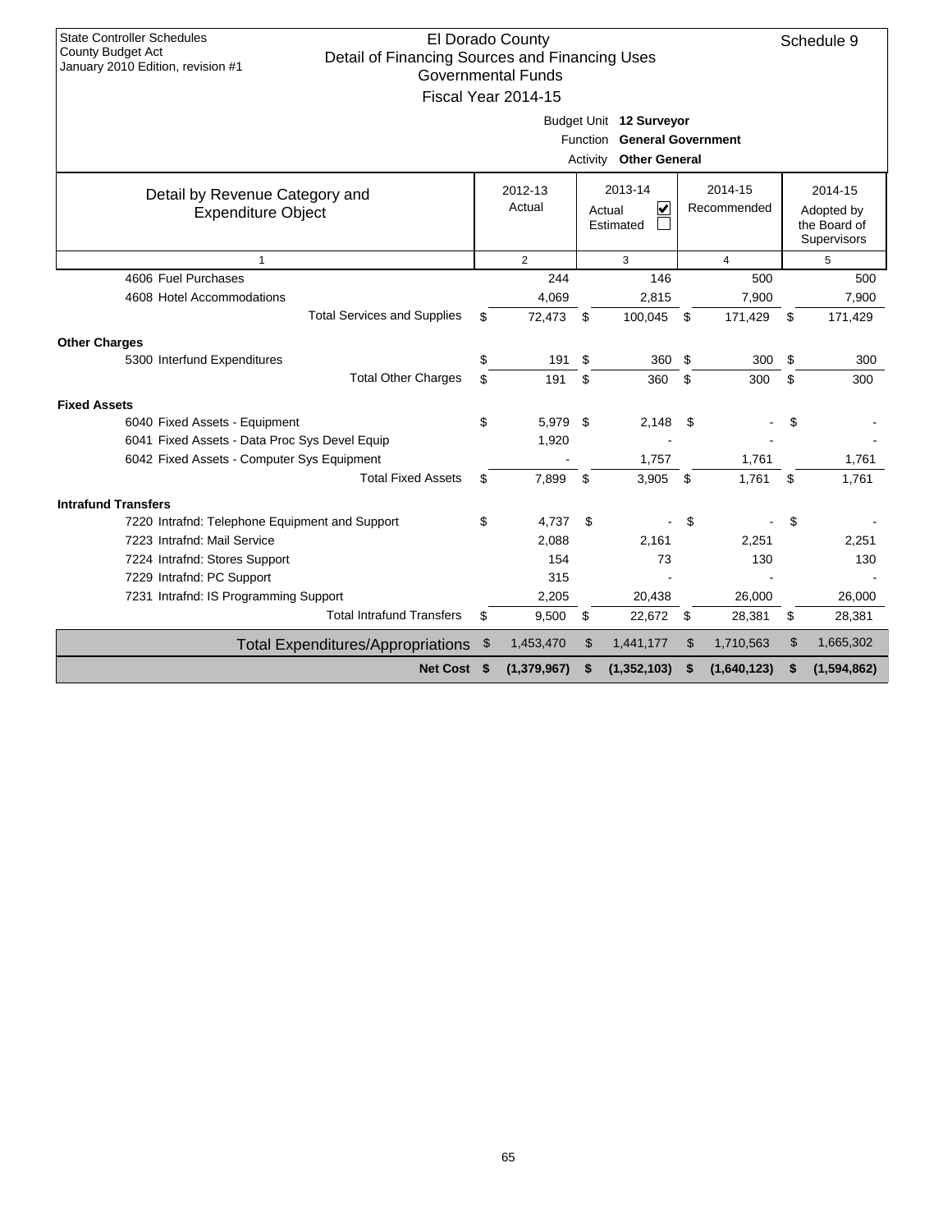State Controller Schedules
County Budget Act
January 2010 Edition, revision #1

# El Dorado County
## Detail of Financing Sources and Financing Uses
### Governmental Funds
### Fiscal Year 2014-15

Schedule 9

Budget Unit **12 Surveyor**
Function **General Government**
Activity **Other General**

| Detail by Revenue Category and Expenditure Object | 2012-13 Actual | 2013-14 Actual ☑ Estimated ☐ | 2014-15 Recommended | 2014-15 Adopted by the Board of Supervisors |
|---|---|---|---|---|
| 1 | 2 | 3 | 4 | 5 |
| 4606 Fuel Purchases | 244 | 146 | 500 | 500 |
| 4608 Hotel Accommodations | 4,069 | 2,815 | 7,900 | 7,900 |
| Total Services and Supplies | $ 72,473 | $ 100,045 | $ 171,429 | $ 171,429 |
| **Other Charges** | | | | |
| 5300 Interfund Expenditures | $ 191 | $ 360 | $ 300 | $ 300 |
| Total Other Charges | $ 191 | $ 360 | $ 300 | $ 300 |
| **Fixed Assets** | | | | |
| 6040 Fixed Assets - Equipment | $ 5,979 | $ 2,148 | $ - | $ - |
| 6041 Fixed Assets - Data Proc Sys Devel Equip | 1,920 | - | - | - |
| 6042 Fixed Assets - Computer Sys Equipment | - | 1,757 | 1,761 | 1,761 |
| Total Fixed Assets | $ 7,899 | $ 3,905 | $ 1,761 | $ 1,761 |
| **Intrafund Transfers** | | | | |
| 7220 Intrafnd: Telephone Equipment and Support | $ 4,737 | $ - | $ - | $ - |
| 7223 Intrafnd: Mail Service | 2,088 | 2,161 | 2,251 | 2,251 |
| 7224 Intrafnd: Stores Support | 154 | 73 | 130 | 130 |
| 7229 Intrafnd: PC Support | 315 | - | - | - |
| 7231 Intrafnd: IS Programming Support | 2,205 | 20,438 | 26,000 | 26,000 |
| Total Intrafund Transfers | $ 9,500 | $ 22,672 | $ 28,381 | $ 28,381 |
| Total Expenditures/Appropriations | $ 1,453,470 | $ 1,441,177 | $ 1,710,563 | $ 1,665,302 |
| **Net Cost** | **$ (1,379,967)** | **$ (1,352,103)** | **$ (1,640,123)** | **$ (1,594,862)** |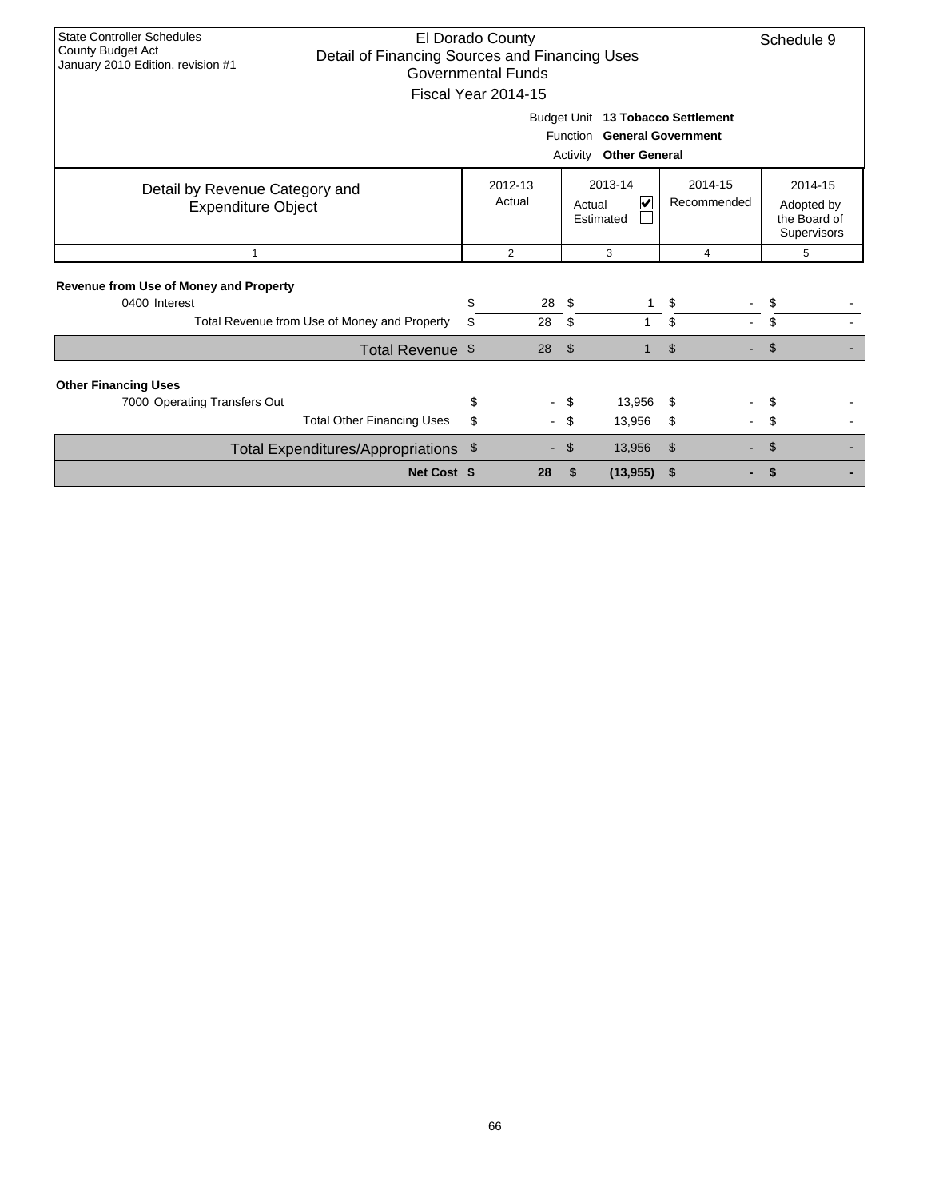State Controller Schedules
County Budget Act
January 2010 Edition, revision #1

# El Dorado County
## Detail of Financing Sources and Financing Uses
### Governmental Funds
### Fiscal Year 2014-15

Schedule 9

Budget Unit **13 Tobacco Settlement**
Function **General Government**
Activity **Other General**

| Detail by Revenue Category and Expenditure Object | 2012-13 Actual | 2013-14 Actual ☑ Estimated ☐ | 2014-15 Recommended | 2014-15 Adopted by the Board of Supervisors |
|---|---|---|---|---|
| 1 | 2 | 3 | 4 | 5 |
| **Revenue from Use of Money and Property** | | | | |
| 0400 Interest | $ 28 | $ 1 | $ - | $ - |
| Total Revenue from Use of Money and Property | $ 28 | $ 1 | $ - | $ - |
| Total Revenue | $ 28 | $ 1 | $ - | $ - |
| **Other Financing Uses** | | | | |
| 7000 Operating Transfers Out | $ - | $ 13,956 | $ - | $ - |
| Total Other Financing Uses | $ - | $ 13,956 | $ - | $ - |
| Total Expenditures/Appropriations | $ - | $ 13,956 | $ - | $ - |
| **Net Cost** | **$ 28** | **$ (13,955)** | **$ -** | **$ -** |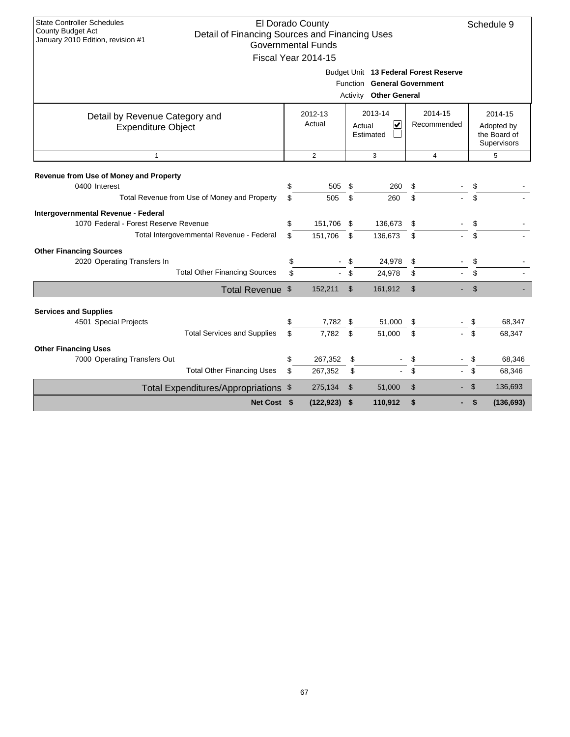State Controller Schedules
County Budget Act
January 2010 Edition, revision #1

# El Dorado County
## Detail of Financing Sources and Financing Uses
### Governmental Funds
### Fiscal Year 2014-15

Schedule 9

Budget Unit **13 Federal Forest Reserve**
Function **General Government**
Activity **Other General**

| Detail by Revenue Category and Expenditure Object | 2012-13 Actual | 2013-14 Actual ☑ Estimated ☐ | 2014-15 Recommended | 2014-15 Adopted by the Board of Supervisors |
|---|---|---|---|---|
| 1 | 2 | 3 | 4 | 5 |
| **Revenue from Use of Money and Property** | | | | |
| 0400 Interest | $ 505 | $ 260 | $ - | $ - |
| Total Revenue from Use of Money and Property | $ 505 | $ 260 | $ - | $ - |
| **Intergovernmental Revenue - Federal** | | | | |
| 1070 Federal - Forest Reserve Revenue | $ 151,706 | $ 136,673 | $ - | $ - |
| Total Intergovernmental Revenue - Federal | $ 151,706 | $ 136,673 | $ - | $ - |
| **Other Financing Sources** | | | | |
| 2020 Operating Transfers In | $ - | $ 24,978 | $ - | $ - |
| Total Other Financing Sources | $ - | $ 24,978 | $ - | $ - |
| Total Revenue | $ 152,211 | $ 161,912 | $ - | $ - |
| **Services and Supplies** | | | | |
| 4501 Special Projects | $ 7,782 | $ 51,000 | $ - | $ 68,347 |
| Total Services and Supplies | $ 7,782 | $ 51,000 | $ - | $ 68,347 |
| **Other Financing Uses** | | | | |
| 7000 Operating Transfers Out | $ 267,352 | $ - | $ - | $ 68,346 |
| Total Other Financing Uses | $ 267,352 | $ - | $ - | $ 68,346 |
| Total Expenditures/Appropriations | $ 275,134 | $ 51,000 | $ - | $ 136,693 |
| **Net Cost** | **$ (122,923)** | **$ 110,912** | **$ -** | **$ (136,693)** |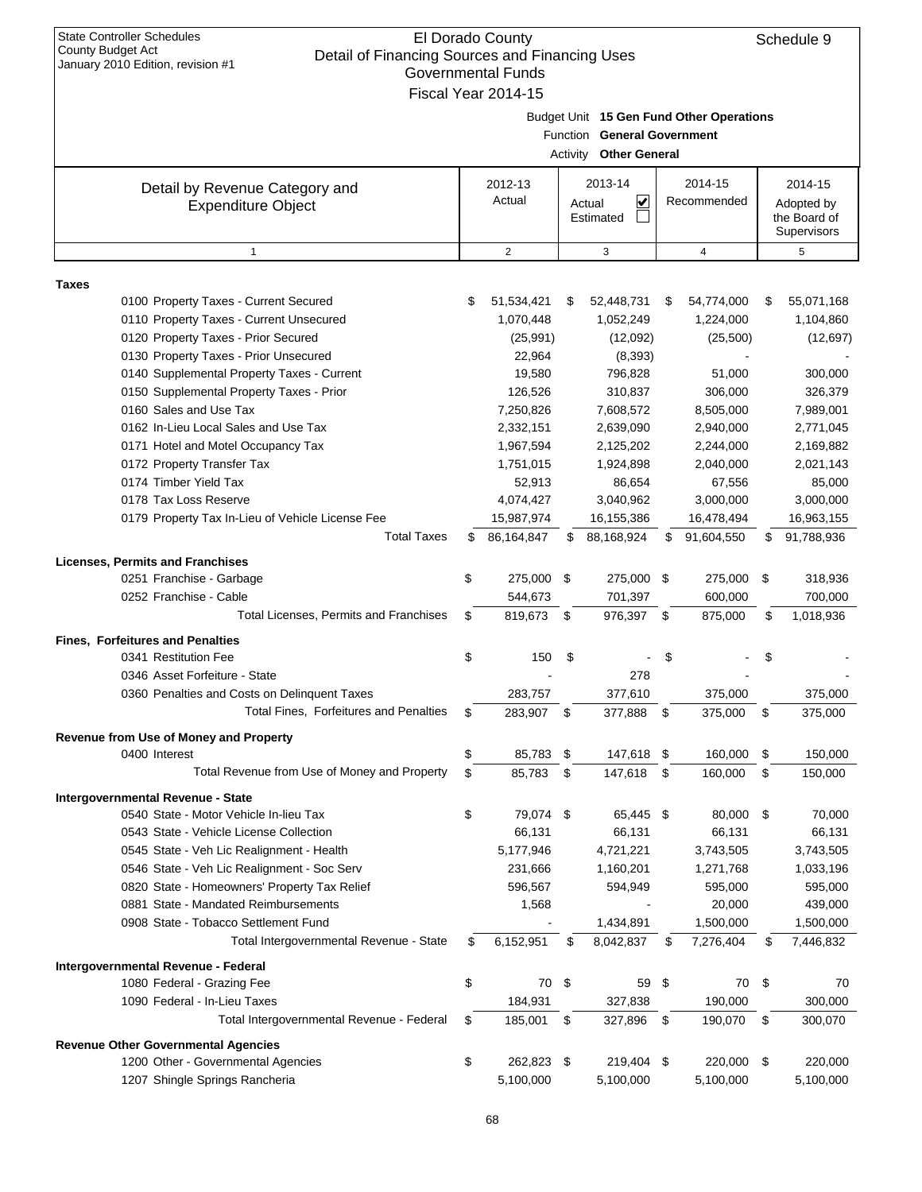State Controller Schedules
County Budget Act
January 2010 Edition, revision #1

# El Dorado County
## Detail of Financing Sources and Financing Uses
### Governmental Funds
### Fiscal Year 2014-15

Schedule 9

Budget Unit **15 Gen Fund Other Operations**
Function **General Government**
Activity **Other General**

| Detail by Revenue Category and Expenditure Object | 2012-13 Actual | 2013-14 Actual ☑ Estimated ☐ | 2014-15 Recommended | 2014-15 Adopted by the Board of Supervisors |
|---|---|---|---|---|
| 1 | 2 | 3 | 4 | 5 |
| **Taxes** | | | | |
| 0100 Property Taxes - Current Secured | $ 51,534,421 | $ 52,448,731 | $ 54,774,000 | $ 55,071,168 |
| 0110 Property Taxes - Current Unsecured | 1,070,448 | 1,052,249 | 1,224,000 | 1,104,860 |
| 0120 Property Taxes - Prior Secured | (25,991) | (12,092) | (25,500) | (12,697) |
| 0130 Property Taxes - Prior Unsecured | 22,964 | (8,393) | - | - |
| 0140 Supplemental Property Taxes - Current | 19,580 | 796,828 | 51,000 | 300,000 |
| 0150 Supplemental Property Taxes - Prior | 126,526 | 310,837 | 306,000 | 326,379 |
| 0160 Sales and Use Tax | 7,250,826 | 7,608,572 | 8,505,000 | 7,989,001 |
| 0162 In-Lieu Local Sales and Use Tax | 2,332,151 | 2,639,090 | 2,940,000 | 2,771,045 |
| 0171 Hotel and Motel Occupancy Tax | 1,967,594 | 2,125,202 | 2,244,000 | 2,169,882 |
| 0172 Property Transfer Tax | 1,751,015 | 1,924,898 | 2,040,000 | 2,021,143 |
| 0174 Timber Yield Tax | 52,913 | 86,654 | 67,556 | 85,000 |
| 0178 Tax Loss Reserve | 4,074,427 | 3,040,962 | 3,000,000 | 3,000,000 |
| 0179 Property Tax In-Lieu of Vehicle License Fee | 15,987,974 | 16,155,386 | 16,478,494 | 16,963,155 |
| Total Taxes | $ 86,164,847 | $ 88,168,924 | $ 91,604,550 | $ 91,788,936 |
| **Licenses, Permits and Franchises** | | | | |
| 0251 Franchise - Garbage | $ 275,000 | $ 275,000 | $ 275,000 | $ 318,936 |
| 0252 Franchise - Cable | 544,673 | 701,397 | 600,000 | 700,000 |
| Total Licenses, Permits and Franchises | $ 819,673 | $ 976,397 | $ 875,000 | $ 1,018,936 |
| **Fines, Forfeitures and Penalties** | | | | |
| 0341 Restitution Fee | $ 150 | $ - | $ - | $ - |
| 0346 Asset Forfeiture - State | - | 278 | - | - |
| 0360 Penalties and Costs on Delinquent Taxes | 283,757 | 377,610 | 375,000 | 375,000 |
| Total Fines, Forfeitures and Penalties | $ 283,907 | $ 377,888 | $ 375,000 | $ 375,000 |
| **Revenue from Use of Money and Property** | | | | |
| 0400 Interest | $ 85,783 | $ 147,618 | $ 160,000 | $ 150,000 |
| Total Revenue from Use of Money and Property | $ 85,783 | $ 147,618 | $ 160,000 | $ 150,000 |
| **Intergovernmental Revenue - State** | | | | |
| 0540 State - Motor Vehicle In-lieu Tax | $ 79,074 | $ 65,445 | $ 80,000 | $ 70,000 |
| 0543 State - Vehicle License Collection | 66,131 | 66,131 | 66,131 | 66,131 |
| 0545 State - Veh Lic Realignment - Health | 5,177,946 | 4,721,221 | 3,743,505 | 3,743,505 |
| 0546 State - Veh Lic Realignment - Soc Serv | 231,666 | 1,160,201 | 1,271,768 | 1,033,196 |
| 0820 State - Homeowners' Property Tax Relief | 596,567 | 594,949 | 595,000 | 595,000 |
| 0881 State - Mandated Reimbursements | 1,568 | - | 20,000 | 439,000 |
| 0908 State - Tobacco Settlement Fund | - | 1,434,891 | 1,500,000 | 1,500,000 |
| Total Intergovernmental Revenue - State | $ 6,152,951 | $ 8,042,837 | $ 7,276,404 | $ 7,446,832 |
| **Intergovernmental Revenue - Federal** | | | | |
| 1080 Federal - Grazing Fee | $ 70 | $ 59 | $ 70 | $ 70 |
| 1090 Federal - In-Lieu Taxes | 184,931 | 327,838 | 190,000 | 300,000 |
| Total Intergovernmental Revenue - Federal | $ 185,001 | $ 327,896 | $ 190,070 | $ 300,070 |
| **Revenue Other Governmental Agencies** | | | | |
| 1200 Other - Governmental Agencies | $ 262,823 | $ 219,404 | $ 220,000 | $ 220,000 |
| 1207 Shingle Springs Rancheria | 5,100,000 | 5,100,000 | 5,100,000 | 5,100,000 |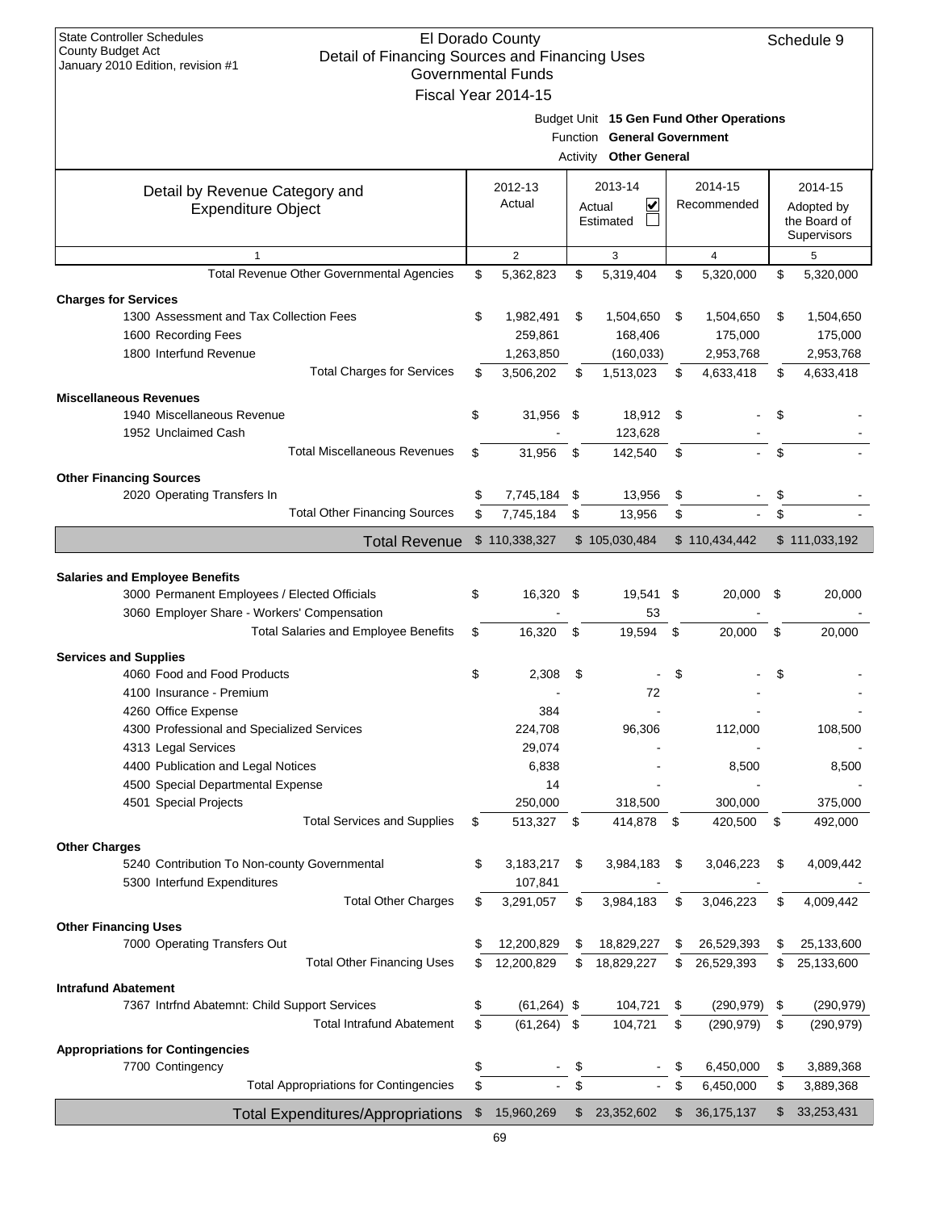State Controller Schedules
County Budget Act
January 2010 Edition, revision #1

# El Dorado County
## Detail of Financing Sources and Financing Uses
### Governmental Funds
### Fiscal Year 2014-15

Schedule 9

Budget Unit **15 Gen Fund Other Operations**
Function **General Government**
Activity **Other General**

| Detail by Revenue Category and Expenditure Object | 2012-13 Actual | 2013-14 Actual ☑ Estimated ☐ | 2014-15 Recommended | 2014-15 Adopted by the Board of Supervisors |
|---|---|---|---|---|
| 1 | 2 | 3 | 4 | 5 |
| Total Revenue Other Governmental Agencies | $ 5,362,823 | $ 5,319,404 | $ 5,320,000 | $ 5,320,000 |
| **Charges for Services** | | | | |
| 1300 Assessment and Tax Collection Fees | $ 1,982,491 | $ 1,504,650 | $ 1,504,650 | $ 1,504,650 |
| 1600 Recording Fees | 259,861 | 168,406 | 175,000 | 175,000 |
| 1800 Interfund Revenue | 1,263,850 | (160,033) | 2,953,768 | 2,953,768 |
| Total Charges for Services | $ 3,506,202 | $ 1,513,023 | $ 4,633,418 | $ 4,633,418 |
| **Miscellaneous Revenues** | | | | |
| 1940 Miscellaneous Revenue | $ 31,956 | $ 18,912 | $ - | $ - |
| 1952 Unclaimed Cash | - | 123,628 | - | - |
| Total Miscellaneous Revenues | $ 31,956 | $ 142,540 | $ - | $ - |
| **Other Financing Sources** | | | | |
| 2020 Operating Transfers In | $ 7,745,184 | $ 13,956 | $ - | $ - |
| Total Other Financing Sources | $ 7,745,184 | $ 13,956 | $ - | $ - |
| **Total Revenue** | $ 110,338,327 | $ 105,030,484 | $ 110,434,442 | $ 111,033,192 |
| **Salaries and Employee Benefits** | | | | |
| 3000 Permanent Employees / Elected Officials | $ 16,320 | $ 19,541 | $ 20,000 | $ 20,000 |
| 3060 Employer Share - Workers' Compensation | - | 53 | - | - |
| Total Salaries and Employee Benefits | $ 16,320 | $ 19,594 | $ 20,000 | $ 20,000 |
| **Services and Supplies** | | | | |
| 4060 Food and Food Products | $ 2,308 | $ - | $ - | $ - |
| 4100 Insurance - Premium | - | 72 | - | - |
| 4260 Office Expense | 384 | - | - | - |
| 4300 Professional and Specialized Services | 224,708 | 96,306 | 112,000 | 108,500 |
| 4313 Legal Services | 29,074 | - | - | - |
| 4400 Publication and Legal Notices | 6,838 | - | 8,500 | 8,500 |
| 4500 Special Departmental Expense | 14 | - | - | - |
| 4501 Special Projects | 250,000 | 318,500 | 300,000 | 375,000 |
| Total Services and Supplies | $ 513,327 | $ 414,878 | $ 420,500 | $ 492,000 |
| **Other Charges** | | | | |
| 5240 Contribution To Non-county Governmental | $ 3,183,217 | $ 3,984,183 | $ 3,046,223 | $ 4,009,442 |
| 5300 Interfund Expenditures | 107,841 | - | - | - |
| Total Other Charges | $ 3,291,057 | $ 3,984,183 | $ 3,046,223 | $ 4,009,442 |
| **Other Financing Uses** | | | | |
| 7000 Operating Transfers Out | $ 12,200,829 | $ 18,829,227 | $ 26,529,393 | $ 25,133,600 |
| Total Other Financing Uses | $ 12,200,829 | $ 18,829,227 | $ 26,529,393 | $ 25,133,600 |
| **Intrafund Abatement** | | | | |
| 7367 Intrfnd Abatemnt: Child Support Services | $ (61,264) | $ 104,721 | $ (290,979) | $ (290,979) |
| Total Intrafund Abatement | $ (61,264) | $ 104,721 | $ (290,979) | $ (290,979) |
| **Appropriations for Contingencies** | | | | |
| 7700 Contingency | $ - | $ - | $ 6,450,000 | $ 3,889,368 |
| Total Appropriations for Contingencies | $ - | $ - | $ 6,450,000 | $ 3,889,368 |
| **Total Expenditures/Appropriations** | $ 15,960,269 | $ 23,352,602 | $ 36,175,137 | $ 33,253,431 |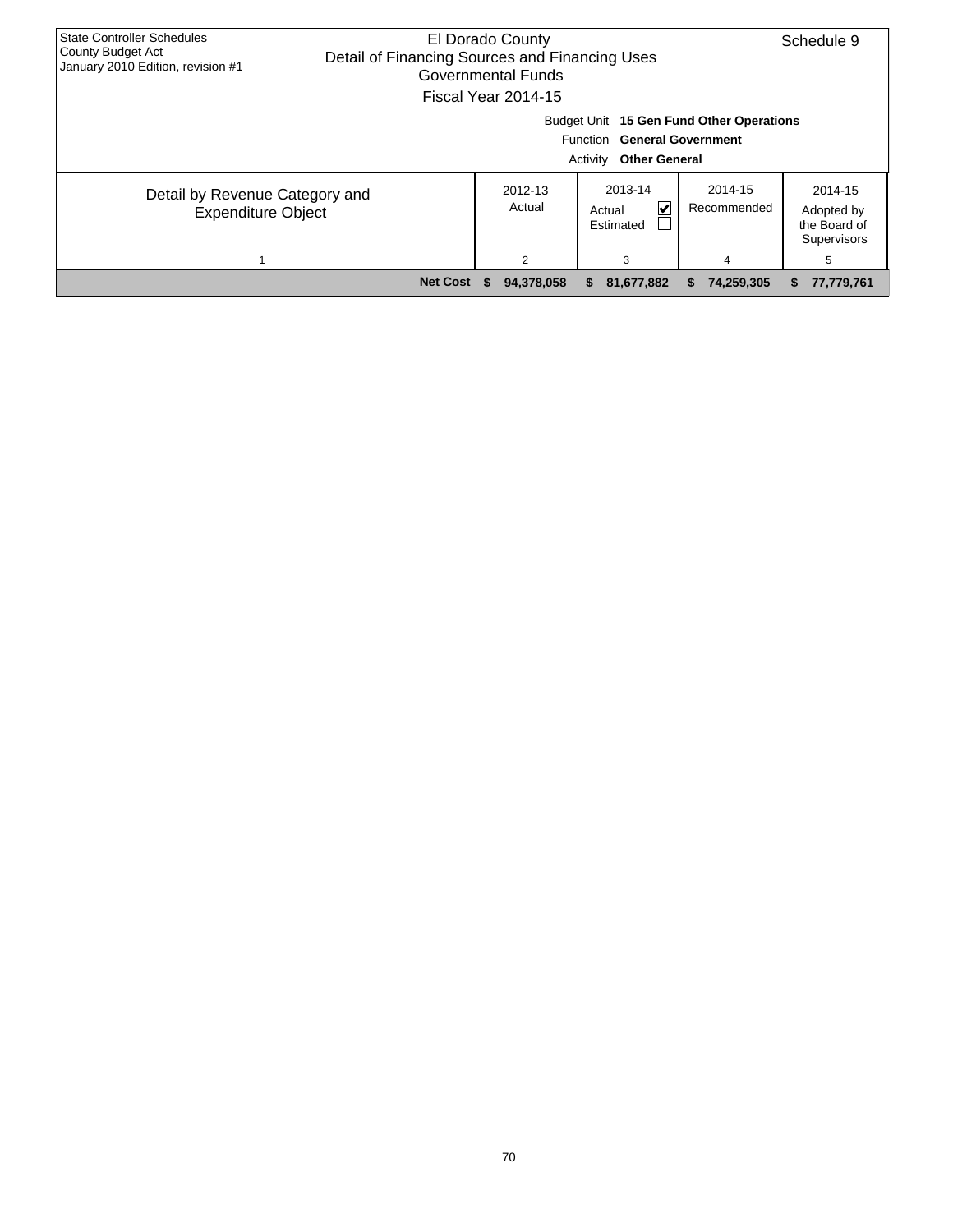State Controller Schedules
County Budget Act
January 2010 Edition, revision #1

# El Dorado County
## Detail of Financing Sources and Financing Uses
### Governmental Funds
### Fiscal Year 2014-15

Schedule 9

Budget Unit **15 Gen Fund Other Operations**
Function **General Government**
Activity **Other General**

| Detail by Revenue Category and Expenditure Object | 2012-13 Actual | 2013-14 Actual ☑ Estimated ☐ | 2014-15 Recommended | 2014-15 Adopted by the Board of Supervisors |
|---|---|---|---|---|
| 1 | 2 | 3 | 4 | 5 |
| **Net Cost** | **$ 94,378,058** | **$ 81,677,882** | **$ 74,259,305** | **$ 77,779,761** |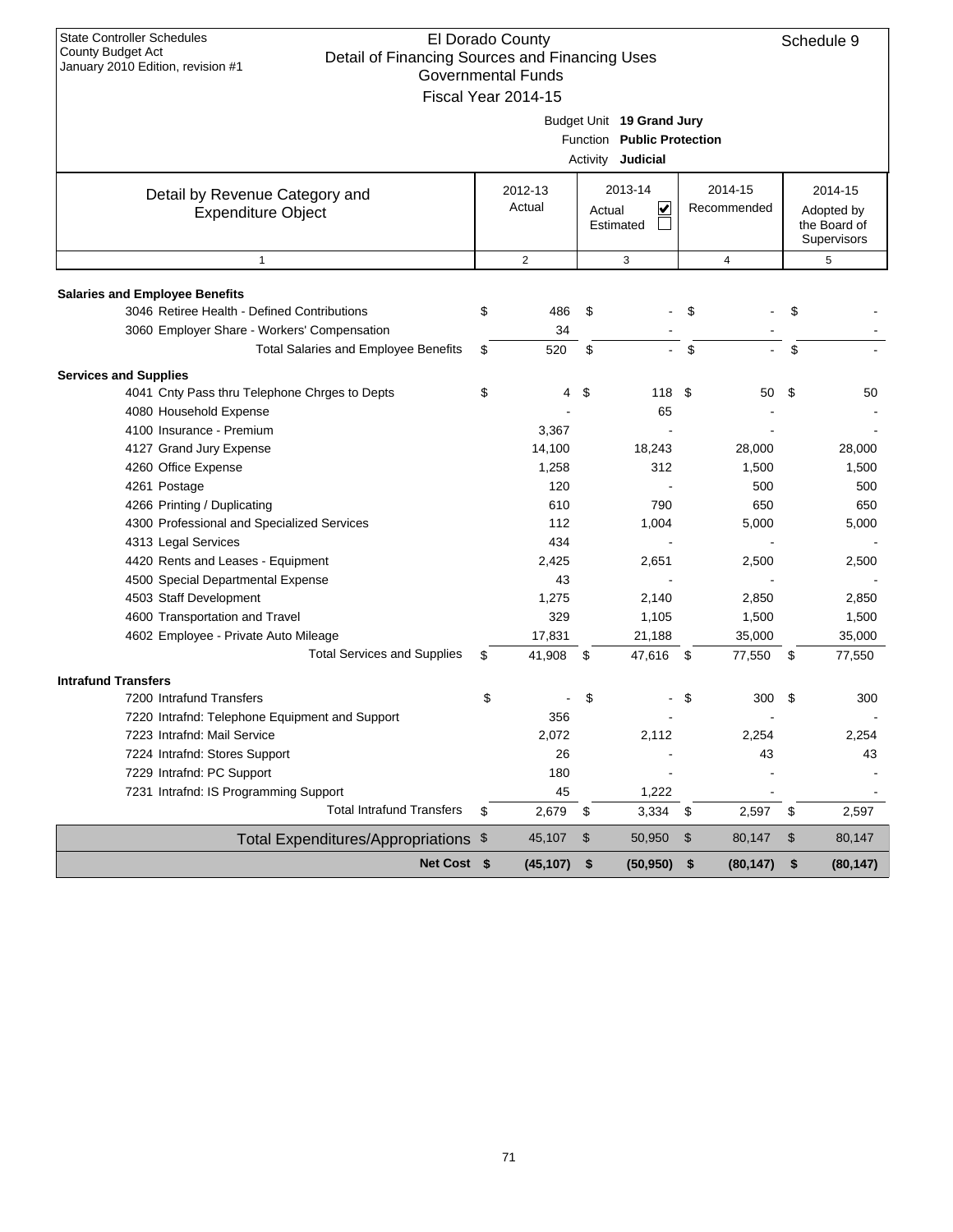State Controller Schedules
County Budget Act
January 2010 Edition, revision #1

# El Dorado County
## Detail of Financing Sources and Financing Uses
### Governmental Funds
### Fiscal Year 2014-15

Schedule 9

Budget Unit **19 Grand Jury**
Function **Public Protection**
Activity **Judicial**

| Detail by Revenue Category and Expenditure Object | 2012-13 Actual | 2013-14 Actual ☑ Estimated ☐ | 2014-15 Recommended | 2014-15 Adopted by the Board of Supervisors |
|---|---|---|---|---|
| 1 | 2 | 3 | 4 | 5 |
| **Salaries and Employee Benefits** | | | | |
| 3046 Retiree Health - Defined Contributions | $ 486 | $ - | $ - | $ - |
| 3060 Employer Share - Workers' Compensation | 34 | - | - | - |
| Total Salaries and Employee Benefits | $ 520 | $ - | $ - | $ - |
| **Services and Supplies** | | | | |
| 4041 Cnty Pass thru Telephone Chrges to Depts | $ 4 | $ 118 | $ 50 | $ 50 |
| 4080 Household Expense | - | 65 | - | - |
| 4100 Insurance - Premium | 3,367 | - | - | - |
| 4127 Grand Jury Expense | 14,100 | 18,243 | 28,000 | 28,000 |
| 4260 Office Expense | 1,258 | 312 | 1,500 | 1,500 |
| 4261 Postage | 120 | - | 500 | 500 |
| 4266 Printing / Duplicating | 610 | 790 | 650 | 650 |
| 4300 Professional and Specialized Services | 112 | 1,004 | 5,000 | 5,000 |
| 4313 Legal Services | 434 | - | - | - |
| 4420 Rents and Leases - Equipment | 2,425 | 2,651 | 2,500 | 2,500 |
| 4500 Special Departmental Expense | 43 | - | - | - |
| 4503 Staff Development | 1,275 | 2,140 | 2,850 | 2,850 |
| 4600 Transportation and Travel | 329 | 1,105 | 1,500 | 1,500 |
| 4602 Employee - Private Auto Mileage | 17,831 | 21,188 | 35,000 | 35,000 |
| Total Services and Supplies | $ 41,908 | $ 47,616 | $ 77,550 | $ 77,550 |
| **Intrafund Transfers** | | | | |
| 7200 Intrafund Transfers | $ - | $ - | $ 300 | $ 300 |
| 7220 Intrafnd: Telephone Equipment and Support | 356 | - | - | - |
| 7223 Intrafnd: Mail Service | 2,072 | 2,112 | 2,254 | 2,254 |
| 7224 Intrafnd: Stores Support | 26 | - | 43 | 43 |
| 7229 Intrafnd: PC Support | 180 | - | - | - |
| 7231 Intrafnd: IS Programming Support | 45 | 1,222 | - | - |
| Total Intrafund Transfers | $ 2,679 | $ 3,334 | $ 2,597 | $ 2,597 |
| Total Expenditures/Appropriations | $ 45,107 | $ 50,950 | $ 80,147 | $ 80,147 |
| **Net Cost** | **$ (45,107)** | **$ (50,950)** | **$ (80,147)** | **$ (80,147)** |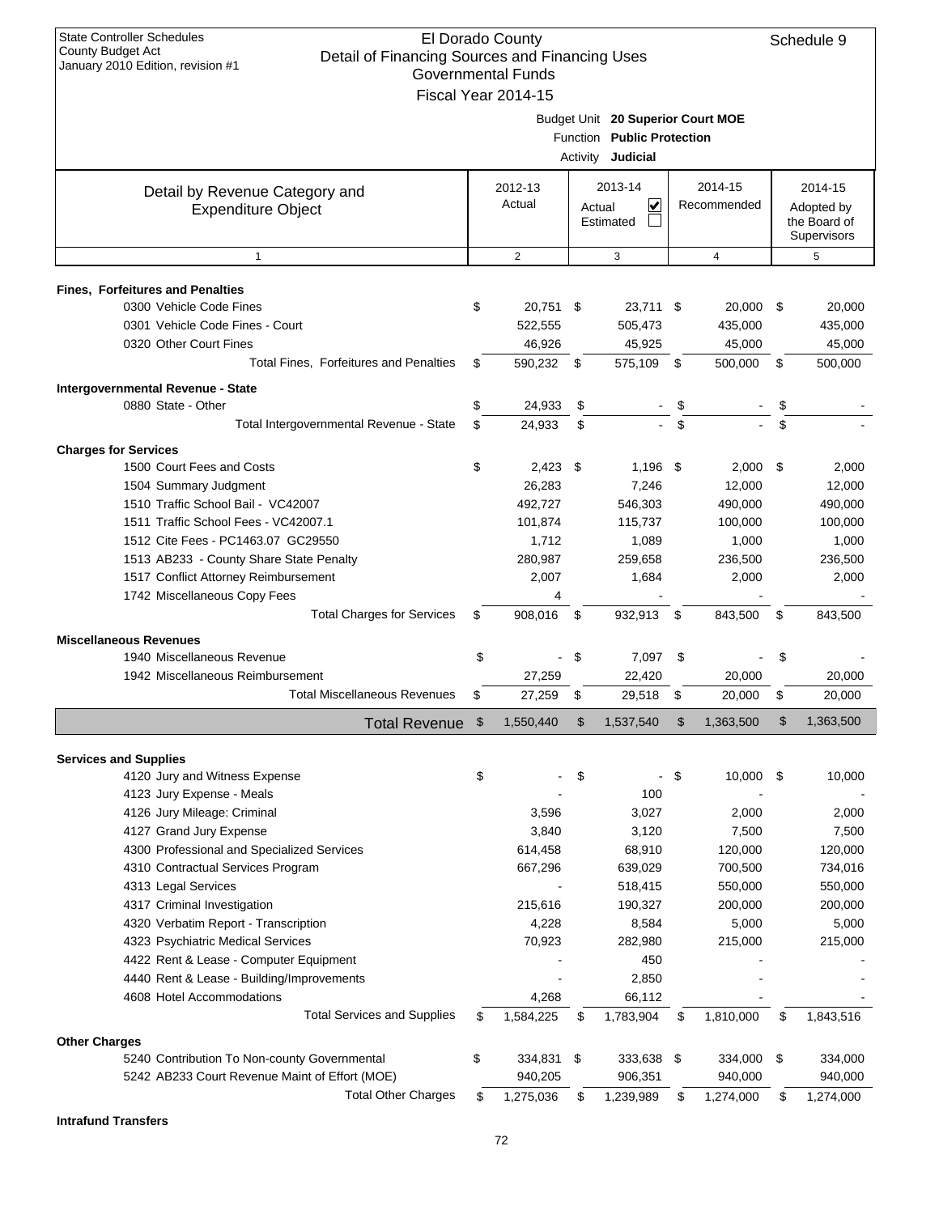State Controller Schedules
County Budget Act
January 2010 Edition, revision #1

# El Dorado County
## Detail of Financing Sources and Financing Uses
### Governmental Funds
### Fiscal Year 2014-15

Schedule 9

Budget Unit **20 Superior Court MOE**
Function **Public Protection**
Activity **Judicial**

| Detail by Revenue Category and Expenditure Object | 2012-13 Actual | 2013-14 Actual ☑ Estimated ☐ | 2014-15 Recommended | 2014-15 Adopted by the Board of Supervisors |
|---|---|---|---|---|
| 1 | 2 | 3 | 4 | 5 |
| **Fines, Forfeitures and Penalties** | | | | |
| 0300 Vehicle Code Fines | $ 20,751 | $ 23,711 | $ 20,000 | $ 20,000 |
| 0301 Vehicle Code Fines - Court | 522,555 | 505,473 | 435,000 | 435,000 |
| 0320 Other Court Fines | 46,926 | 45,925 | 45,000 | 45,000 |
| Total Fines, Forfeitures and Penalties | $ 590,232 | $ 575,109 | $ 500,000 | $ 500,000 |
| **Intergovernmental Revenue - State** | | | | |
| 0880 State - Other | $ 24,933 | $ - | $ - | $ - |
| Total Intergovernmental Revenue - State | $ 24,933 | $ - | $ - | $ - |
| **Charges for Services** | | | | |
| 1500 Court Fees and Costs | $ 2,423 | $ 1,196 | $ 2,000 | $ 2,000 |
| 1504 Summary Judgment | 26,283 | 7,246 | 12,000 | 12,000 |
| 1510 Traffic School Bail - VC42007 | 492,727 | 546,303 | 490,000 | 490,000 |
| 1511 Traffic School Fees - VC42007.1 | 101,874 | 115,737 | 100,000 | 100,000 |
| 1512 Cite Fees - PC1463.07 GC29550 | 1,712 | 1,089 | 1,000 | 1,000 |
| 1513 AB233 - County Share State Penalty | 280,987 | 259,658 | 236,500 | 236,500 |
| 1517 Conflict Attorney Reimbursement | 2,007 | 1,684 | 2,000 | 2,000 |
| 1742 Miscellaneous Copy Fees | 4 | - | - | - |
| Total Charges for Services | $ 908,016 | $ 932,913 | $ 843,500 | $ 843,500 |
| **Miscellaneous Revenues** | | | | |
| 1940 Miscellaneous Revenue | $ - | $ 7,097 | $ - | $ - |
| 1942 Miscellaneous Reimbursement | 27,259 | 22,420 | 20,000 | 20,000 |
| Total Miscellaneous Revenues | $ 27,259 | $ 29,518 | $ 20,000 | $ 20,000 |
| **Total Revenue** | $ 1,550,440 | $ 1,537,540 | $ 1,363,500 | $ 1,363,500 |
| **Services and Supplies** | | | | |
| 4120 Jury and Witness Expense | $ - | $ - | $ 10,000 | $ 10,000 |
| 4123 Jury Expense - Meals | - | 100 | - | - |
| 4126 Jury Mileage: Criminal | 3,596 | 3,027 | 2,000 | 2,000 |
| 4127 Grand Jury Expense | 3,840 | 3,120 | 7,500 | 7,500 |
| 4300 Professional and Specialized Services | 614,458 | 68,910 | 120,000 | 120,000 |
| 4310 Contractual Services Program | 667,296 | 639,029 | 700,500 | 734,016 |
| 4313 Legal Services | - | 518,415 | 550,000 | 550,000 |
| 4317 Criminal Investigation | 215,616 | 190,327 | 200,000 | 200,000 |
| 4320 Verbatim Report - Transcription | 4,228 | 8,584 | 5,000 | 5,000 |
| 4323 Psychiatric Medical Services | 70,923 | 282,980 | 215,000 | 215,000 |
| 4422 Rent & Lease - Computer Equipment | - | 450 | - | - |
| 4440 Rent & Lease - Building/Improvements | - | 2,850 | - | - |
| 4608 Hotel Accommodations | 4,268 | 66,112 | - | - |
| Total Services and Supplies | $ 1,584,225 | $ 1,783,904 | $ 1,810,000 | $ 1,843,516 |
| **Other Charges** | | | | |
| 5240 Contribution To Non-county Governmental | $ 334,831 | $ 333,638 | $ 334,000 | $ 334,000 |
| 5242 AB233 Court Revenue Maint of Effort (MOE) | 940,205 | 906,351 | 940,000 | 940,000 |
| Total Other Charges | $ 1,275,036 | $ 1,239,989 | $ 1,274,000 | $ 1,274,000 |
| **Intrafund Transfers** | | | | |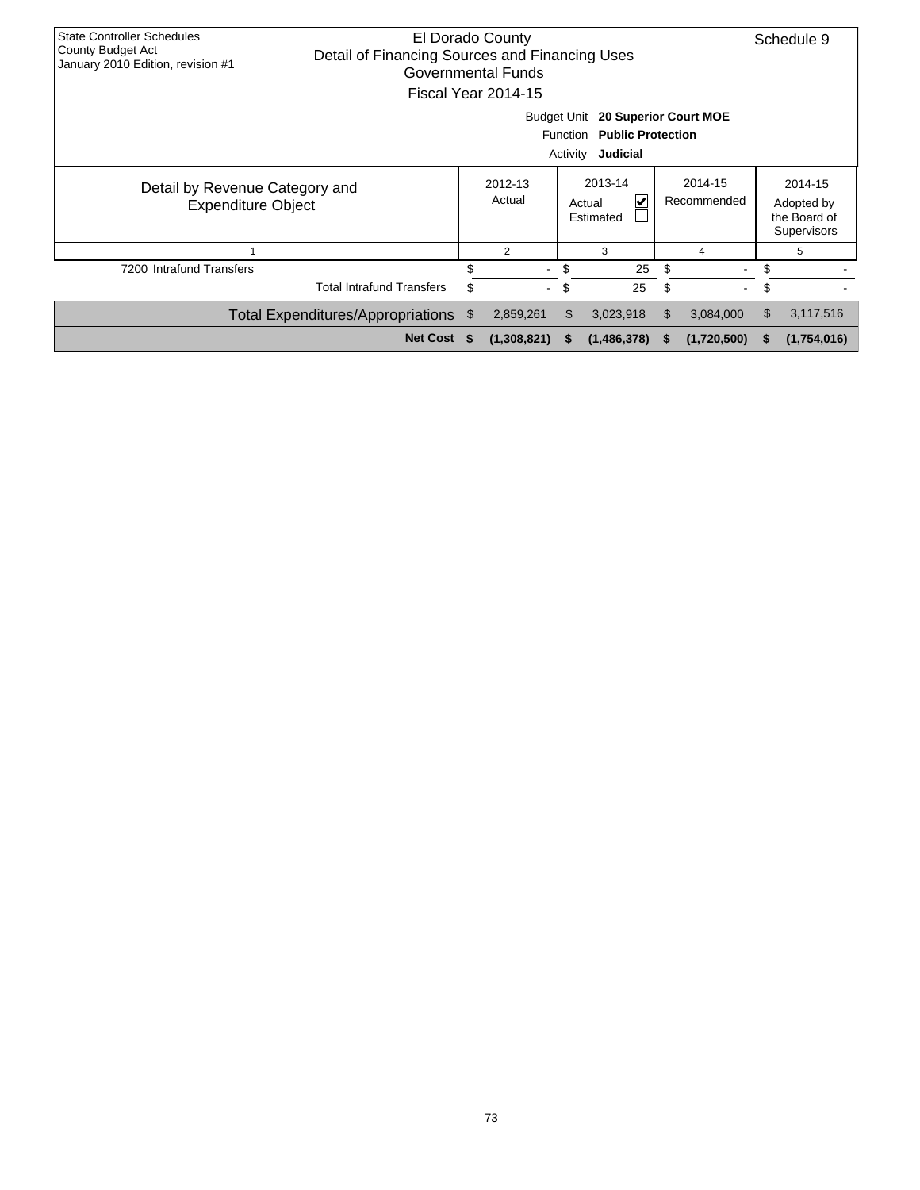State Controller Schedules
County Budget Act
January 2010 Edition, revision #1

# El Dorado County
## Detail of Financing Sources and Financing Uses
## Governmental Funds
## Fiscal Year 2014-15

Schedule 9

Budget Unit **20 Superior Court MOE**
Function **Public Protection**
Activity **Judicial**

| Detail by Revenue Category and Expenditure Object | 2012-13 Actual | 2013-14 Actual ☑ Estimated ☐ | 2014-15 Recommended | 2014-15 Adopted by the Board of Supervisors |
|---|---|---|---|---|
| 1 | 2 | 3 | 4 | 5 |
| 7200 Intrafund Transfers | $ - | $ 25 | $ - | $ - |
| Total Intrafund Transfers | $ - | $ 25 | $ - | $ - |
| Total Expenditures/Appropriations | $ 2,859,261 | $ 3,023,918 | $ 3,084,000 | $ 3,117,516 |
| **Net Cost** | **$ (1,308,821)** | **$ (1,486,378)** | **$ (1,720,500)** | **$ (1,754,016)** |